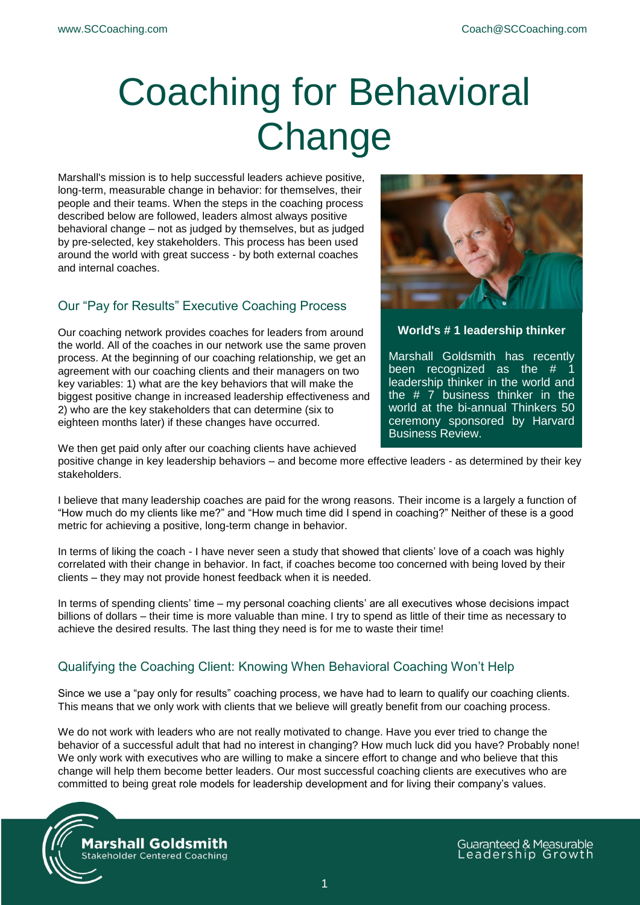# Coaching for Behavioral Change

Marshall's mission is to help successful leaders achieve positive, long-term, measurable change in behavior: for themselves, their people and their teams. When the steps in the coaching process described below are followed, leaders almost always positive behavioral change – not as judged by themselves, but as judged by pre-selected, key stakeholders. This process has been used around the world with great success - by both external coaches and internal coaches.

**World's # 1 leadership thinker**

Marshall Goldsmith has recently been recognized as the # 1 leadership thinker in the world and the # 7 business thinker in the world at the bi-annual Thinkers 50 ceremony sponsored by Harvard Business Review.

## Our "Pay for Results" Executive Coaching Process

Our coaching network provides coaches for leaders from around the world. All of the coaches in our network use the same proven process. At the beginning of our coaching relationship, we get an agreement with our coaching clients and their managers on two key variables: 1) what are the key behaviors that will make the biggest positive change in increased leadership effectiveness and 2) who are the key stakeholders that can determine (six to eighteen months later) if these changes have occurred.

We then get paid only after our coaching clients have achieved positive change in key leadership behaviors – and become more effective leaders - as determined by their key stakeholders.

I believe that many leadership coaches are paid for the wrong reasons. Their income is a largely a function of "How much do my clients like me?" and "How much time did I spend in coaching?" Neither of these is a good metric for achieving a positive, long-term change in behavior.

In terms of liking the coach - I have never seen a study that showed that clients' love of a coach was highly correlated with their change in behavior. In fact, if coaches become too concerned with being loved by their clients – they may not provide honest feedback when it is needed.

In terms of spending clients' time – my personal coaching clients' are all executives whose decisions impact billions of dollars – their time is more valuable than mine. I try to spend as little of their time as necessary to achieve the desired results. The last thing they need is for me to waste their time!

## Qualifying the Coaching Client: Knowing When Behavioral Coaching Won't Help

Since we use a "pay only for results" coaching process, we have had to learn to qualify our coaching clients. This means that we only work with clients that we believe will greatly benefit from our coaching process.

We do not work with leaders who are not really motivated to change. Have you ever tried to change the behavior of a successful adult that had no interest in changing? How much luck did you have? Probably none! We only work with executives who are willing to make a sincere effort to change and who believe that this change will help them become better leaders. Our most successful coaching clients are executives who are committed to being great role models for leadership development and for living their company's values.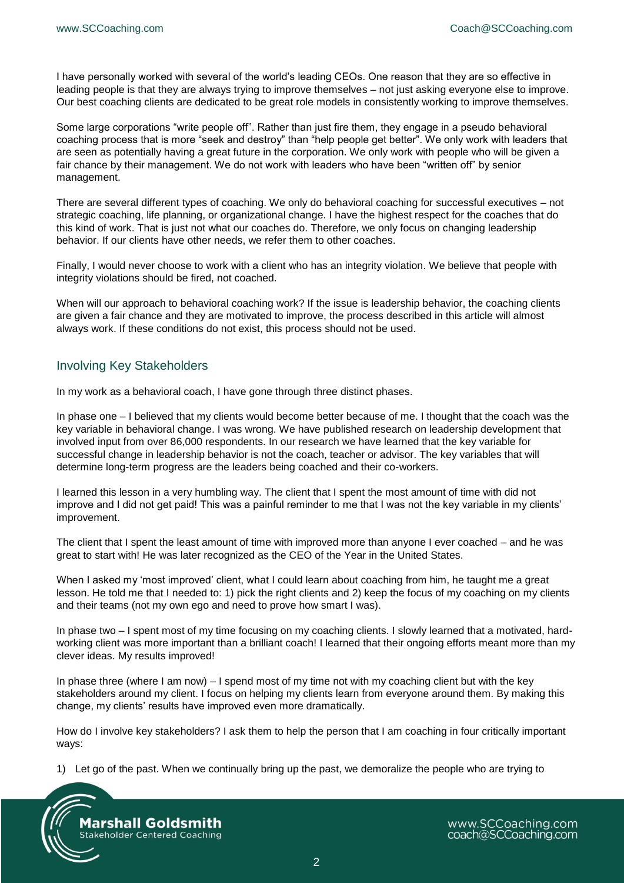I have personally worked with several of the world's leading CEOs. One reason that they are so effective in leading people is that they are always trying to improve themselves – not just asking everyone else to improve. Our best coaching clients are dedicated to be great role models in consistently working to improve themselves.

Some large corporations "write people off". Rather than just fire them, they engage in a pseudo behavioral coaching process that is more "seek and destroy" than "help people get better". We only work with leaders that are seen as potentially having a great future in the corporation. We only work with people who will be given a fair chance by their management. We do not work with leaders who have been "written off" by senior management.

There are several different types of coaching. We only do behavioral coaching for successful executives – not strategic coaching, life planning, or organizational change. I have the highest respect for the coaches that do this kind of work. That is just not what our coaches do. Therefore, we only focus on changing leadership behavior. If our clients have other needs, we refer them to other coaches.

Finally, I would never choose to work with a client who has an integrity violation. We believe that people with integrity violations should be fired, not coached.

When will our approach to behavioral coaching work? If the issue is leadership behavior, the coaching clients are given a fair chance and they are motivated to improve, the process described in this article will almost always work. If these conditions do not exist, this process should not be used.

## Involving Key Stakeholders

In my work as a behavioral coach, I have gone through three distinct phases.

In phase one – I believed that my clients would become better because of me. I thought that the coach was the key variable in behavioral change. I was wrong. We have published research on leadership development that involved input from over 86,000 respondents. In our research we have learned that the key variable for successful change in leadership behavior is not the coach, teacher or advisor. The key variables that will determine long-term progress are the leaders being coached and their co-workers.

I learned this lesson in a very humbling way. The client that I spent the most amount of time with did not improve and I did not get paid! This was a painful reminder to me that I was not the key variable in my clients' improvement.

The client that I spent the least amount of time with improved more than anyone I ever coached – and he was great to start with! He was later recognized as the CEO of the Year in the United States.

When I asked my 'most improved' client, what I could learn about coaching from him, he taught me a great lesson. He told me that I needed to: 1) pick the right clients and 2) keep the focus of my coaching on my clients and their teams (not my own ego and need to prove how smart I was).

In phase two – I spent most of my time focusing on my coaching clients. I slowly learned that a motivated, hard-working client was more important than a brilliant coach! I learned that their ongoing efforts meant more than my clever ideas. My results improved!

In phase three (where I am now) – I spend most of my time not with my coaching client but with the key stakeholders around my client. I focus on helping my clients learn from everyone around them. By making this change, my clients' results have improved even more dramatically.

How do I involve key stakeholders? I ask them to help the person that I am coaching in four critically important ways:

1) Let go of the past. When we continually bring up the past, we demoralize the people who are trying to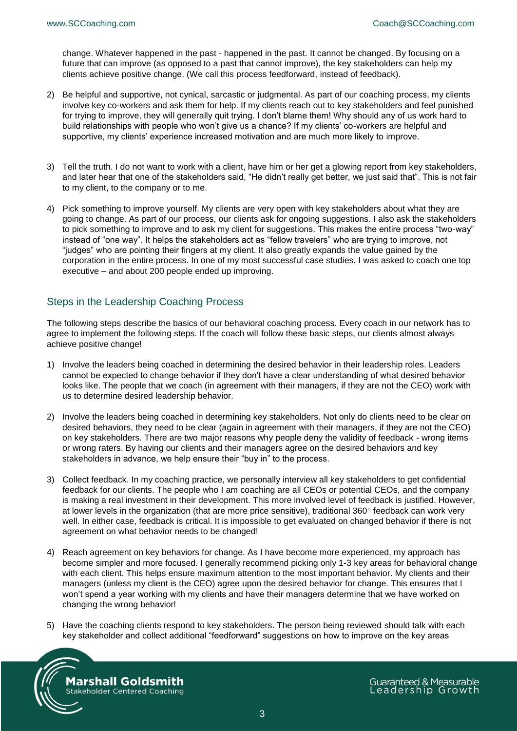change. Whatever happened in the past - happened in the past. It cannot be changed. By focusing on a future that can improve (as opposed to a past that cannot improve), the key stakeholders can help my clients achieve positive change. (We call this process feedforward, instead of feedback).

2) Be helpful and supportive, not cynical, sarcastic or judgmental. As part of our coaching process, my clients involve key co-workers and ask them for help. If my clients reach out to key stakeholders and feel punished for trying to improve, they will generally quit trying. I don't blame them! Why should any of us work hard to build relationships with people who won't give us a chance? If my clients' co-workers are helpful and supportive, my clients' experience increased motivation and are much more likely to improve.

3) Tell the truth. I do not want to work with a client, have him or her get a glowing report from key stakeholders, and later hear that one of the stakeholders said, "He didn't really get better, we just said that". This is not fair to my client, to the company or to me.

4) Pick something to improve yourself. My clients are very open with key stakeholders about what they are going to change. As part of our process, our clients ask for ongoing suggestions. I also ask the stakeholders to pick something to improve and to ask my client for suggestions. This makes the entire process "two-way" instead of "one way". It helps the stakeholders act as "fellow travelers" who are trying to improve, not "judges" who are pointing their fingers at my client. It also greatly expands the value gained by the corporation in the entire process. In one of my most successful case studies, I was asked to coach one top executive – and about 200 people ended up improving.

## Steps in the Leadership Coaching Process

The following steps describe the basics of our behavioral coaching process. Every coach in our network has to agree to implement the following steps. If the coach will follow these basic steps, our clients almost always achieve positive change!

1) Involve the leaders being coached in determining the desired behavior in their leadership roles. Leaders cannot be expected to change behavior if they don't have a clear understanding of what desired behavior looks like. The people that we coach (in agreement with their managers, if they are not the CEO) work with us to determine desired leadership behavior.

2) Involve the leaders being coached in determining key stakeholders. Not only do clients need to be clear on desired behaviors, they need to be clear (again in agreement with their managers, if they are not the CEO) on key stakeholders. There are two major reasons why people deny the validity of feedback - wrong items or wrong raters. By having our clients and their managers agree on the desired behaviors and key stakeholders in advance, we help ensure their "buy in" to the process.

3) Collect feedback. In my coaching practice, we personally interview all key stakeholders to get confidential feedback for our clients. The people who I am coaching are all CEOs or potential CEOs, and the company is making a real investment in their development. This more involved level of feedback is justified. However, at lower levels in the organization (that are more price sensitive), traditional 360° feedback can work very well. In either case, feedback is critical. It is impossible to get evaluated on changed behavior if there is not agreement on what behavior needs to be changed!

4) Reach agreement on key behaviors for change. As I have become more experienced, my approach has become simpler and more focused. I generally recommend picking only 1-3 key areas for behavioral change with each client. This helps ensure maximum attention to the most important behavior. My clients and their managers (unless my client is the CEO) agree upon the desired behavior for change. This ensures that I won't spend a year working with my clients and have their managers determine that we have worked on changing the wrong behavior!

5) Have the coaching clients respond to key stakeholders. The person being reviewed should talk with each key stakeholder and collect additional "feedforward" suggestions on how to improve on the key areas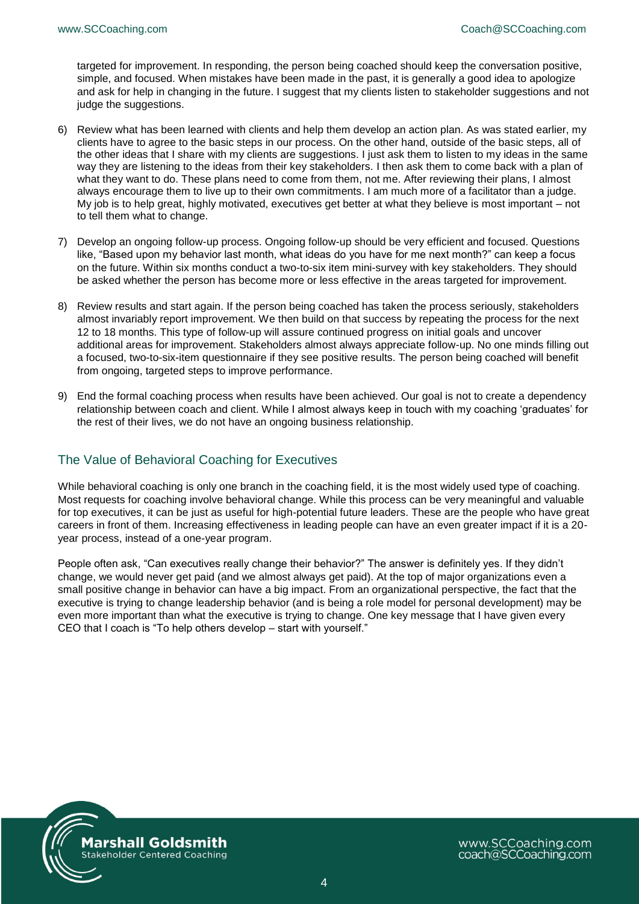targeted for improvement. In responding, the person being coached should keep the conversation positive, simple, and focused. When mistakes have been made in the past, it is generally a good idea to apologize and ask for help in changing in the future. I suggest that my clients listen to stakeholder suggestions and not judge the suggestions.

6) Review what has been learned with clients and help them develop an action plan. As was stated earlier, my clients have to agree to the basic steps in our process. On the other hand, outside of the basic steps, all of the other ideas that I share with my clients are suggestions. I just ask them to listen to my ideas in the same way they are listening to the ideas from their key stakeholders. I then ask them to come back with a plan of what they want to do. These plans need to come from them, not me. After reviewing their plans, I almost always encourage them to live up to their own commitments. I am much more of a facilitator than a judge. My job is to help great, highly motivated, executives get better at what they believe is most important – not to tell them what to change.

7) Develop an ongoing follow-up process. Ongoing follow-up should be very efficient and focused. Questions like, "Based upon my behavior last month, what ideas do you have for me next month?" can keep a focus on the future. Within six months conduct a two-to-six item mini-survey with key stakeholders. They should be asked whether the person has become more or less effective in the areas targeted for improvement.

8) Review results and start again. If the person being coached has taken the process seriously, stakeholders almost invariably report improvement. We then build on that success by repeating the process for the next 12 to 18 months. This type of follow-up will assure continued progress on initial goals and uncover additional areas for improvement. Stakeholders almost always appreciate follow-up. No one minds filling out a focused, two-to-six-item questionnaire if they see positive results. The person being coached will benefit from ongoing, targeted steps to improve performance.

9) End the formal coaching process when results have been achieved. Our goal is not to create a dependency relationship between coach and client. While I almost always keep in touch with my coaching 'graduates' for the rest of their lives, we do not have an ongoing business relationship.

## The Value of Behavioral Coaching for Executives

While behavioral coaching is only one branch in the coaching field, it is the most widely used type of coaching. Most requests for coaching involve behavioral change. While this process can be very meaningful and valuable for top executives, it can be just as useful for high-potential future leaders. These are the people who have great careers in front of them. Increasing effectiveness in leading people can have an even greater impact if it is a 20-year process, instead of a one-year program.

People often ask, "Can executives really change their behavior?" The answer is definitely yes. If they didn't change, we would never get paid (and we almost always get paid). At the top of major organizations even a small positive change in behavior can have a big impact. From an organizational perspective, the fact that the executive is trying to change leadership behavior (and is being a role model for personal development) may be even more important than what the executive is trying to change. One key message that I have given every CEO that I coach is "To help others develop – start with yourself."